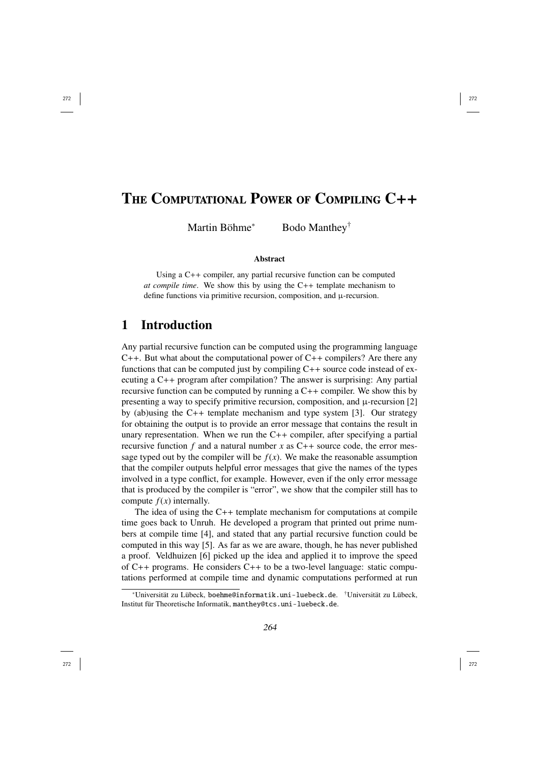# The Computational Power of Compiling C++

Martin Böhme[*] Bodo Manthey[†]

**Abstract**

Using a C++ compiler, any partial recursive function can be computed *at compile time*. We show this by using the C++ template mechanism to define functions via primitive recursion, composition, and μ-recursion.

## 1 Introduction

Any partial recursive function can be computed using the programming language C++. But what about the computational power of C++ compilers? Are there any functions that can be computed just by compiling C++ source code instead of executing a C++ program after compilation? The answer is surprising: Any partial recursive function can be computed by running a C++ compiler. We show this by presenting a way to specify primitive recursion, composition, and μ-recursion [2] by (ab)using the C++ template mechanism and type system [3]. Our strategy for obtaining the output is to provide an error message that contains the result in unary representation. When we run the C++ compiler, after specifying a partial recursive function $f$ and a natural number $x$ as C++ source code, the error message typed out by the compiler will be $f(x)$. We make the reasonable assumption that the compiler outputs helpful error messages that give the names of the types involved in a type conflict, for example. However, even if the only error message that is produced by the compiler is "error", we show that the compiler still has to compute $f(x)$ internally.

The idea of using the C++ template mechanism for computations at compile time goes back to Unruh. He developed a program that printed out prime numbers at compile time [4], and stated that any partial recursive function could be computed in this way [5]. As far as we are aware, though, he has never published a proof. Veldhuizen [6] picked up the idea and applied it to improve the speed of C++ programs. He considers C++ to be a two-level language: static computations performed at compile time and dynamic computations performed at run

[*] Universität zu Lübeck, boehme@informatik.uni-luebeck.de. [†] Universität zu Lübeck, Institut für Theoretische Informatik, manthey@tcs.uni-luebeck.de.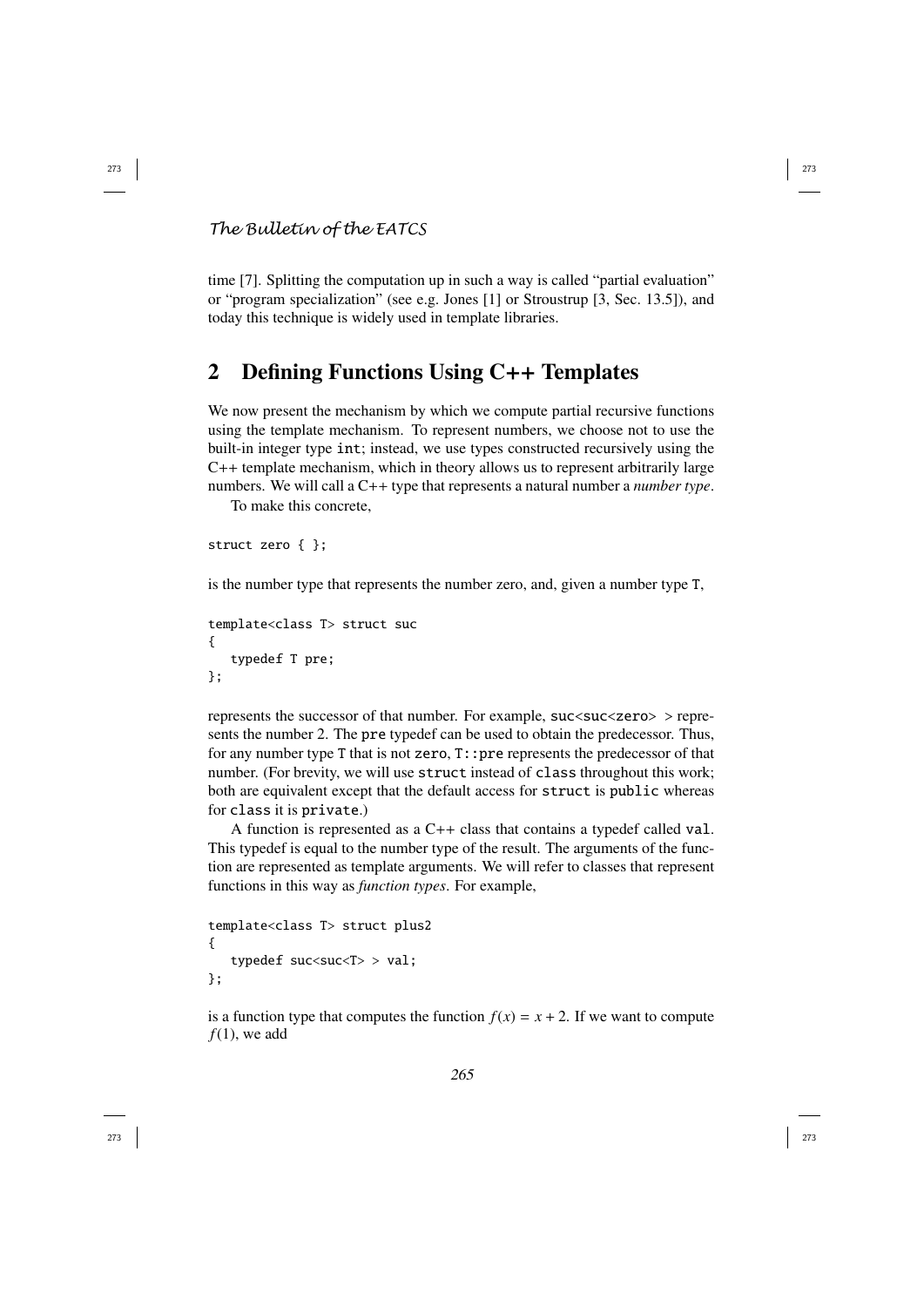time [7]. Splitting the computation up in such a way is called "partial evaluation" or "program specialization" (see e.g. Jones [1] or Stroustrup [3, Sec. 13.5]), and today this technique is widely used in template libraries.

## 2 Defining Functions Using C++ Templates

We now present the mechanism by which we compute partial recursive functions using the template mechanism. To represent numbers, we choose not to use the built-in integer type int; instead, we use types constructed recursively using the C++ template mechanism, which in theory allows us to represent arbitrarily large numbers. We will call a C++ type that represents a natural number a *number type*.

To make this concrete,

```
struct zero { };
```

is the number type that represents the number zero, and, given a number type T,

```
template<class T> struct suc
{
   typedef T pre;
};
```

represents the successor of that number. For example, suc<suc<zero> > represents the number 2. The pre typedef can be used to obtain the predecessor. Thus, for any number type T that is not zero, T::pre represents the predecessor of that number. (For brevity, we will use struct instead of class throughout this work; both are equivalent except that the default access for struct is public whereas for class it is private.)

A function is represented as a C++ class that contains a typedef called val. This typedef is equal to the number type of the result. The arguments of the function are represented as template arguments. We will refer to classes that represent functions in this way as *function types*. For example,

```
template<class T> struct plus2
{
   typedef suc<suc<T> > val;
};
```

is a function type that computes the function $f(x) = x + 2$. If we want to compute $f(1)$, we add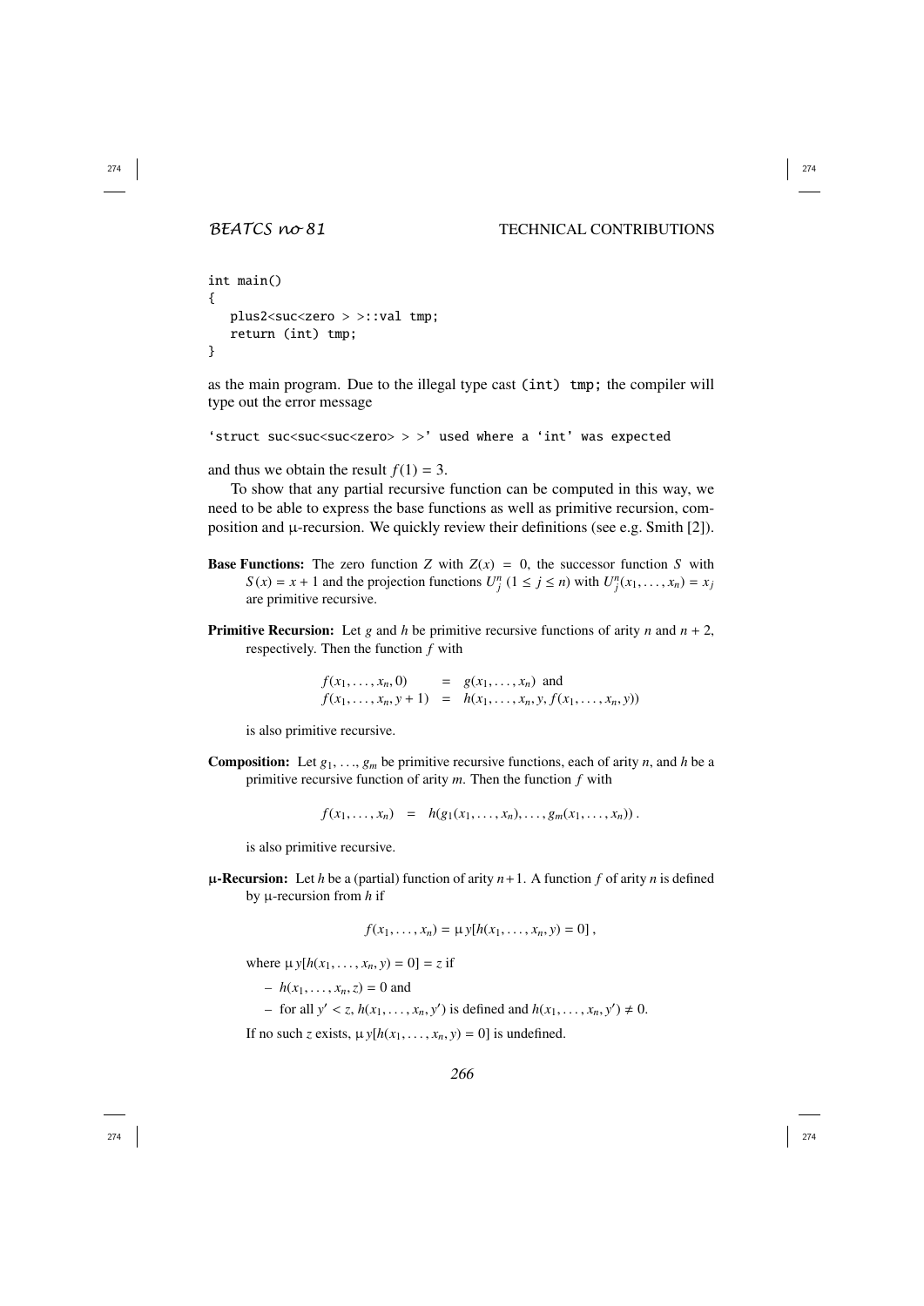```
int main()
{
   plus2<suc<zero > >::val tmp;
   return (int) tmp;
}
```

as the main program. Due to the illegal type cast `(int) tmp;` the compiler will type out the error message

```
'struct suc<suc<suc<zero> > >' used where a 'int' was expected
```

and thus we obtain the result $f(1) = 3$.

To show that any partial recursive function can be computed in this way, we need to be able to express the base functions as well as primitive recursion, composition and μ-recursion. We quickly review their definitions (see e.g. Smith [2]).

**Base Functions:** The zero function $Z$ with $Z(x) = 0$, the successor function $S$ with $S(x) = x + 1$ and the projection functions $U^n_j$ ($1 \leq j \leq n$) with $U^n_j(x_1, \ldots, x_n) = x_j$ are primitive recursive.

**Primitive Recursion:** Let $g$ and $h$ be primitive recursive functions of arity $n$ and $n + 2$, respectively. Then the function $f$ with

$$\begin{aligned} f(x_1, \ldots, x_n, 0) &= g(x_1, \ldots, x_n) \text{ and} \\ f(x_1, \ldots, x_n, y + 1) &= h(x_1, \ldots, x_n, y, f(x_1, \ldots, x_n, y)) \end{aligned}$$

is also primitive recursive.

**Composition:** Let $g_1, \ldots, g_m$ be primitive recursive functions, each of arity $n$, and $h$ be a primitive recursive function of arity $m$. Then the function $f$ with

$$f(x_1, \ldots, x_n) = h(g_1(x_1, \ldots, x_n), \ldots, g_m(x_1, \ldots, x_n)).$$

is also primitive recursive.

**μ-Recursion:** Let $h$ be a (partial) function of arity $n+1$. A function $f$ of arity $n$ is defined by μ-recursion from $h$ if

$$f(x_1, \ldots, x_n) = \mu\, y[h(x_1, \ldots, x_n, y) = 0],$$

where $\mu\, y[h(x_1, \ldots, x_n, y) = 0] = z$ if

- $h(x_1, \ldots, x_n, z) = 0$ and
- for all $y' < z$, $h(x_1, \ldots, x_n, y')$ is defined and $h(x_1, \ldots, x_n, y') \neq 0$.

If no such $z$ exists, $\mu\, y[h(x_1, \ldots, x_n, y) = 0]$ is undefined.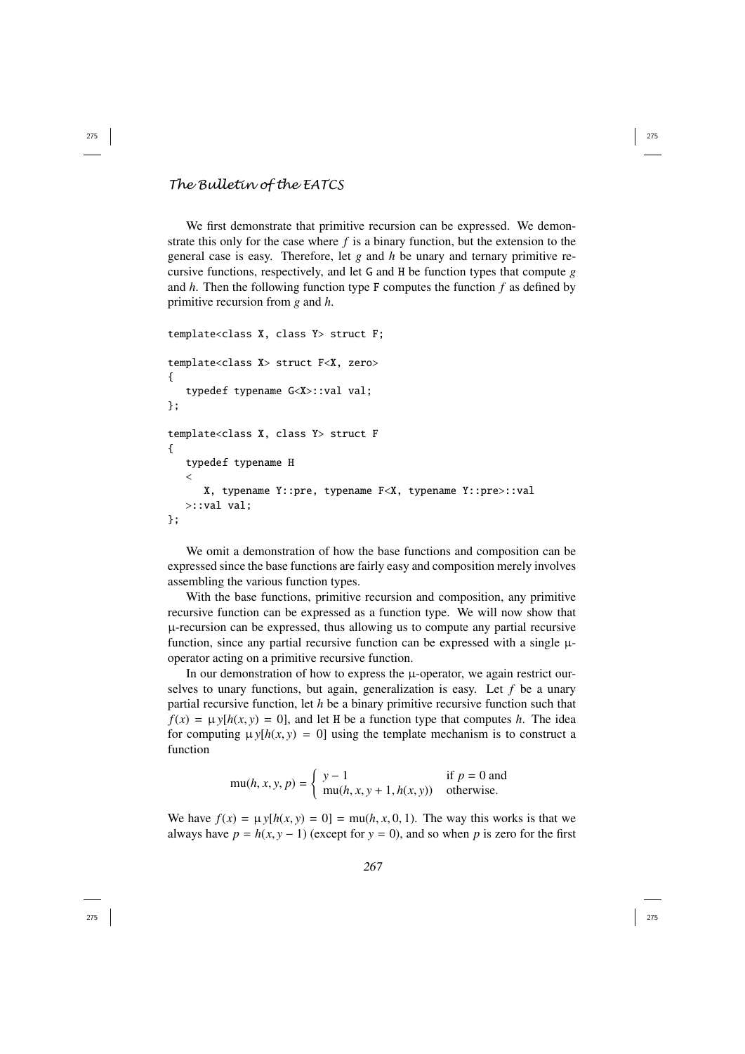We first demonstrate that primitive recursion can be expressed. We demonstrate this only for the case where $f$ is a binary function, but the extension to the general case is easy. Therefore, let $g$ and $h$ be unary and ternary primitive recursive functions, respectively, and let G and H be function types that compute $g$ and $h$. Then the following function type F computes the function $f$ as defined by primitive recursion from $g$ and $h$.

```
template<class X, class Y> struct F;

template<class X> struct F<X, zero>
{
   typedef typename G<X>::val val;
};

template<class X, class Y> struct F
{
   typedef typename H
   <
      X, typename Y::pre, typename F<X, typename Y::pre>::val
   >::val val;
};
```

We omit a demonstration of how the base functions and composition can be expressed since the base functions are fairly easy and composition merely involves assembling the various function types.

With the base functions, primitive recursion and composition, any primitive recursive function can be expressed as a function type. We will now show that μ-recursion can be expressed, thus allowing us to compute any partial recursive function, since any partial recursive function can be expressed with a single μ-operator acting on a primitive recursive function.

In our demonstration of how to express the μ-operator, we again restrict ourselves to unary functions, but again, generalization is easy. Let $f$ be a unary partial recursive function, let $h$ be a binary primitive recursive function such that $f(x) = \mu\, y[h(x, y) = 0]$, and let H be a function type that computes $h$. The idea for computing $\mu\, y[h(x, y) = 0]$ using the template mechanism is to construct a function

$$\text{mu}(h, x, y, p) = \begin{cases} y - 1 & \text{if } p = 0 \text{ and} \\ \text{mu}(h, x, y + 1, h(x, y)) & \text{otherwise.} \end{cases}$$

We have $f(x) = \mu\, y[h(x, y) = 0] = \text{mu}(h, x, 0, 1)$. The way this works is that we always have $p = h(x, y - 1)$ (except for $y = 0$), and so when $p$ is zero for the first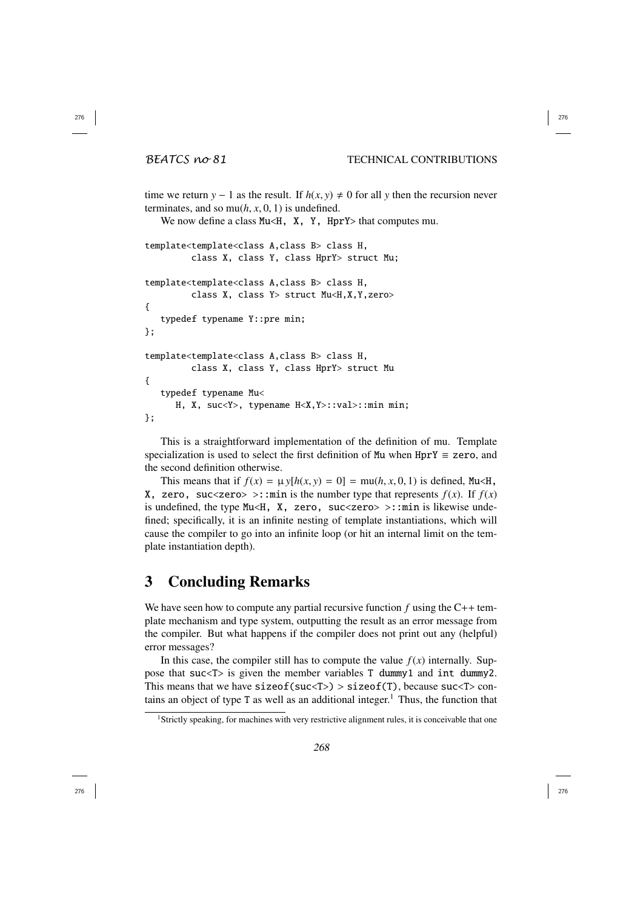time we return $y - 1$ as the result. If $h(x, y) \neq 0$ for all $y$ then the recursion never terminates, and so $\text{mu}(h, x, 0, 1)$ is undefined.

We now define a class `Mu<H, X, Y, HprY>` that computes mu.

```
template<template<class A,class B> class H,
         class X, class Y, class HprY> struct Mu;

template<template<class A,class B> class H,
         class X, class Y> struct Mu<H,X,Y,zero>
{
   typedef typename Y::pre min;
};

template<template<class A,class B> class H,
         class X, class Y, class HprY> struct Mu
{
   typedef typename Mu<
      H, X, suc<Y>, typename H<X,Y>::val>::min min;
};
```

This is a straightforward implementation of the definition of mu. Template specialization is used to select the first definition of `Mu` when `HprY` $\equiv$ `zero`, and the second definition otherwise.

This means that if $f(x) = \mu\, y[h(x, y) = 0] = \text{mu}(h, x, 0, 1)$ is defined, `Mu<H, X, zero, suc<zero> >::min` is the number type that represents $f(x)$. If $f(x)$ is undefined, the type `Mu<H, X, zero, suc<zero> >::min` is likewise undefined; specifically, it is an infinite nesting of template instantiations, which will cause the compiler to go into an infinite loop (or hit an internal limit on the template instantiation depth).

# 3 Concluding Remarks

We have seen how to compute any partial recursive function $f$ using the C++ template mechanism and type system, outputting the result as an error message from the compiler. But what happens if the compiler does not print out any (helpful) error messages?

In this case, the compiler still has to compute the value $f(x)$ internally. Suppose that `suc<T>` is given the member variables `T dummy1` and `int dummy2`. This means that we have `sizeof(suc<T>) > sizeof(T)`, because `suc<T>` contains an object of type `T` as well as an additional integer.[1] Thus, the function that

[1] Strictly speaking, for machines with very restrictive alignment rules, it is conceivable that one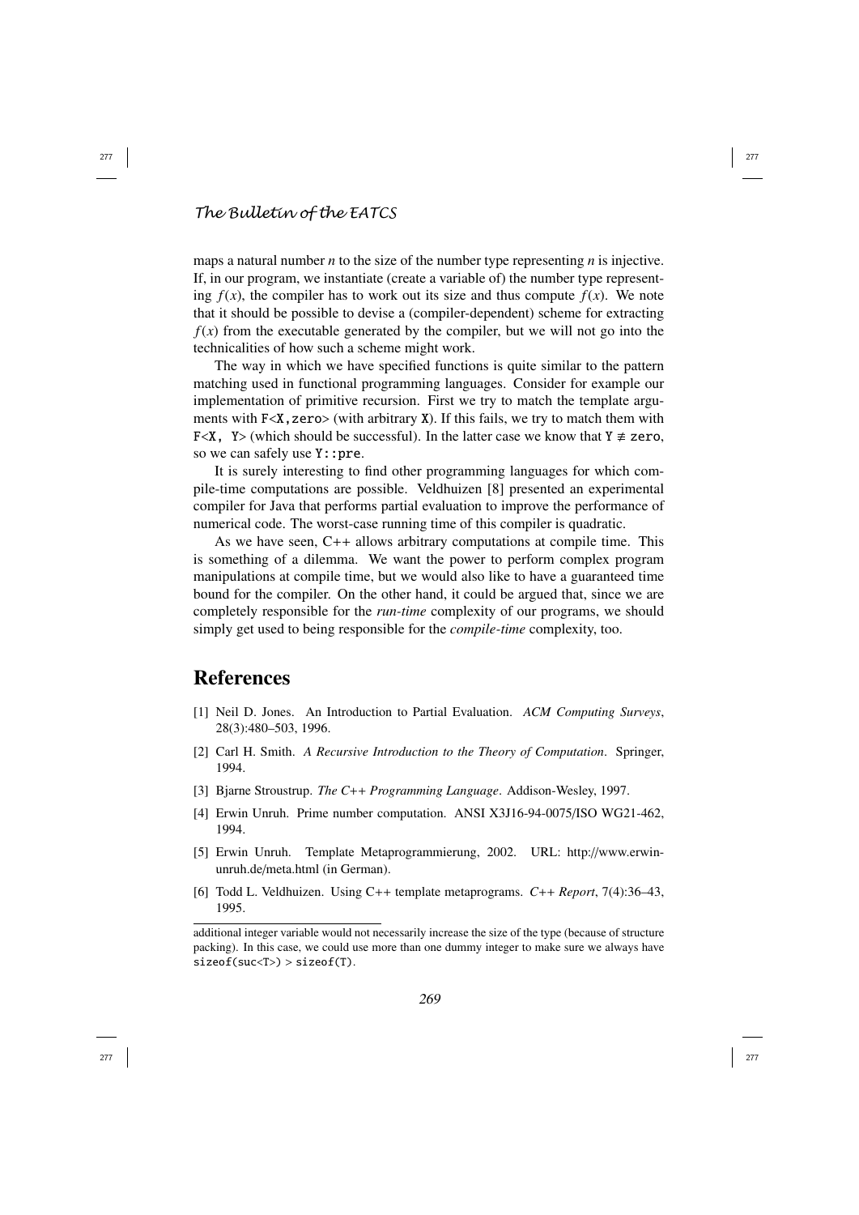maps a natural number $n$ to the size of the number type representing $n$ is injective. If, in our program, we instantiate (create a variable of) the number type representing $f(x)$, the compiler has to work out its size and thus compute $f(x)$. We note that it should be possible to devise a (compiler-dependent) scheme for extracting $f(x)$ from the executable generated by the compiler, but we will not go into the technicalities of how such a scheme might work.

The way in which we have specified functions is quite similar to the pattern matching used in functional programming languages. Consider for example our implementation of primitive recursion. First we try to match the template arguments with `F<X,zero>` (with arbitrary `X`). If this fails, we try to match them with `F<X, Y>` (which should be successful). In the latter case we know that `Y` $\not\equiv$ `zero`, so we can safely use `Y::pre`.

It is surely interesting to find other programming languages for which compile-time computations are possible. Veldhuizen [8] presented an experimental compiler for Java that performs partial evaluation to improve the performance of numerical code. The worst-case running time of this compiler is quadratic.

As we have seen, C++ allows arbitrary computations at compile time. This is something of a dilemma. We want the power to perform complex program manipulations at compile time, but we would also like to have a guaranteed time bound for the compiler. On the other hand, it could be argued that, since we are completely responsible for the *run-time* complexity of our programs, we should simply get used to being responsible for the *compile-time* complexity, too.

# References

[1] Neil D. Jones. An Introduction to Partial Evaluation. *ACM Computing Surveys*, 28(3):480–503, 1996.

[2] Carl H. Smith. *A Recursive Introduction to the Theory of Computation*. Springer, 1994.

[3] Bjarne Stroustrup. *The C++ Programming Language*. Addison-Wesley, 1997.

[4] Erwin Unruh. Prime number computation. ANSI X3J16-94-0075/ISO WG21-462, 1994.

[5] Erwin Unruh. Template Metaprogrammierung, 2002. URL: http://www.erwin-unruh.de/meta.html (in German).

[6] Todd L. Veldhuizen. Using C++ template metaprograms. *C++ Report*, 7(4):36–43, 1995.

---

additional integer variable would not necessarily increase the size of the type (because of structure packing). In this case, we could use more than one dummy integer to make sure we always have `sizeof(suc<T>) > sizeof(T)`.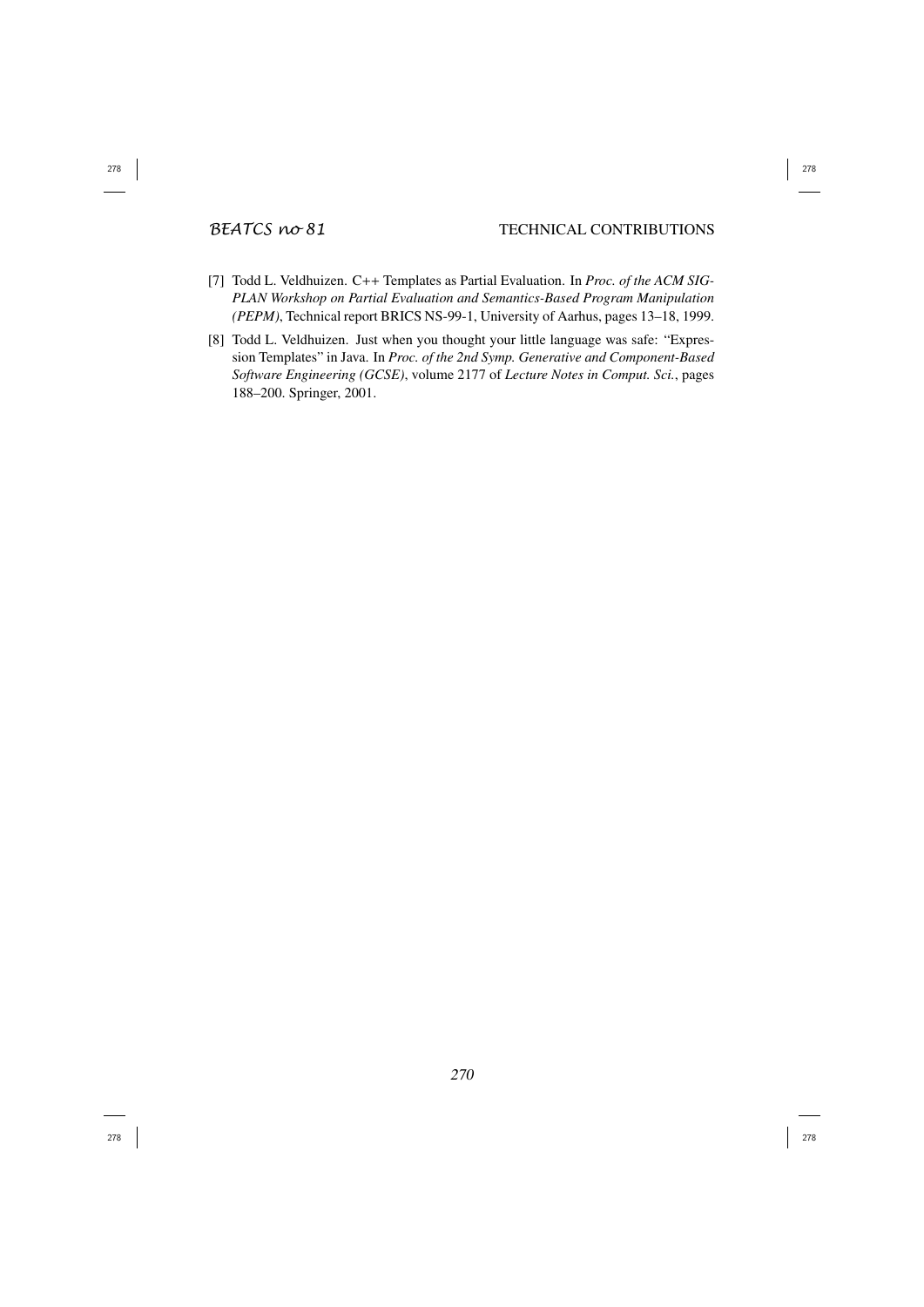[7] Todd L. Veldhuizen. C++ Templates as Partial Evaluation. In *Proc. of the ACM SIGPLAN Workshop on Partial Evaluation and Semantics-Based Program Manipulation (PEPM)*, Technical report BRICS NS-99-1, University of Aarhus, pages 13–18, 1999.

[8] Todd L. Veldhuizen. Just when you thought your little language was safe: "Expression Templates" in Java. In *Proc. of the 2nd Symp. Generative and Component-Based Software Engineering (GCSE)*, volume 2177 of *Lecture Notes in Comput. Sci.*, pages 188–200. Springer, 2001.